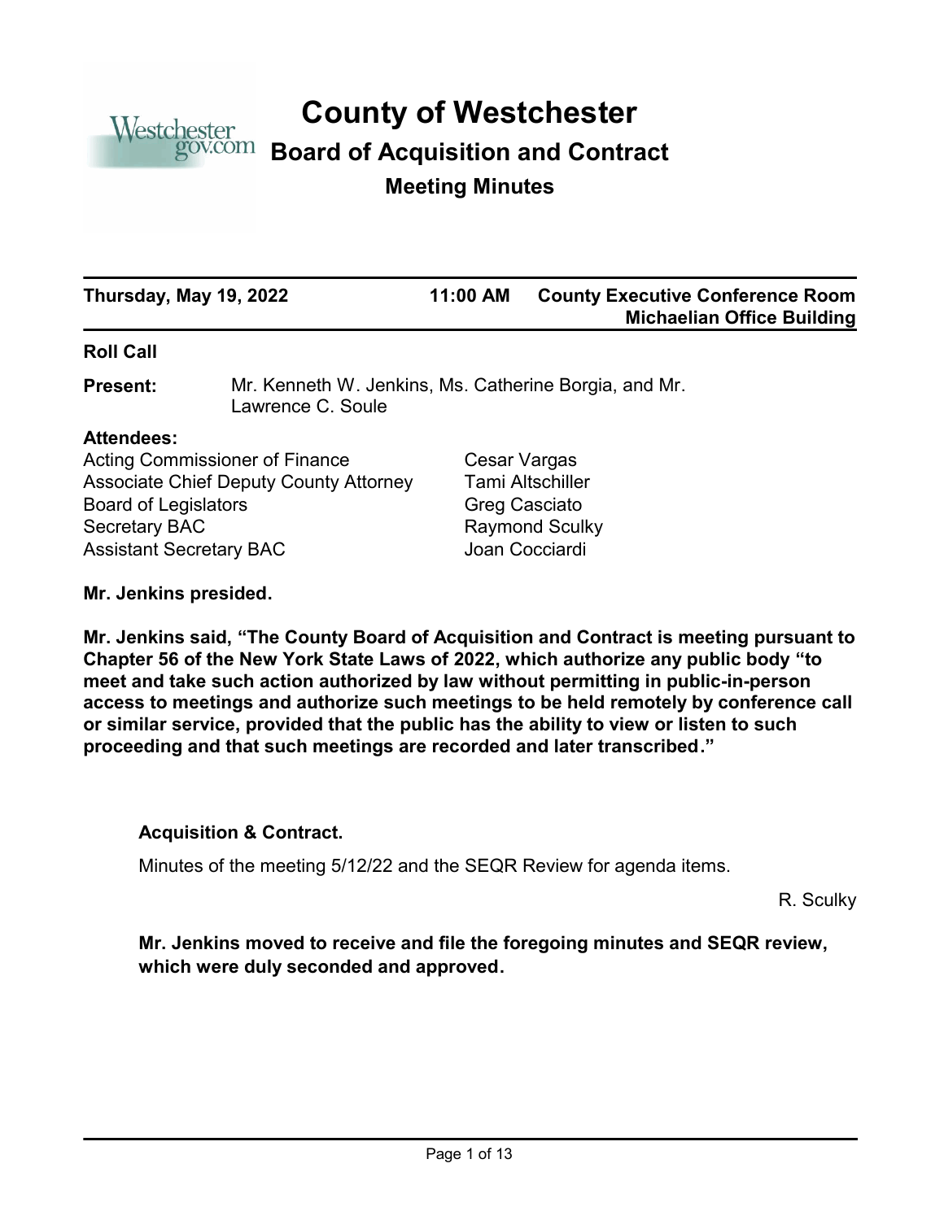# County of Westchester

## Board of Acquisition and Contract

### Meeting Minutes

| | | |
|---|---|---|
| **Thursday, May 19, 2022** | **11:00 AM** | **County Executive Conference Room Michaelian Office Building** |

**Roll Call**

**Present:** Mr. Kenneth W. Jenkins, Ms. Catherine Borgia, and Mr. Lawrence C. Soule

**Attendees:**

| | |
|---|---|
| Acting Commissioner of Finance | Cesar Vargas |
| Associate Chief Deputy County Attorney | Tami Altschiller |
| Board of Legislators | Greg Casciato |
| Secretary BAC | Raymond Sculky |
| Assistant Secretary BAC | Joan Cocciardi |

**Mr. Jenkins presided.**

**Mr. Jenkins said, "The County Board of Acquisition and Contract is meeting pursuant to Chapter 56 of the New York State Laws of 2022, which authorize any public body "to meet and take such action authorized by law without permitting in public-in-person access to meetings and authorize such meetings to be held remotely by conference call or similar service, provided that the public has the ability to view or listen to such proceeding and that such meetings are recorded and later transcribed."**

**Acquisition & Contract.**

Minutes of the meeting 5/12/22 and the SEQR Review for agenda items.

R. Sculky

**Mr. Jenkins moved to receive and file the foregoing minutes and SEQR review, which were duly seconded and approved.**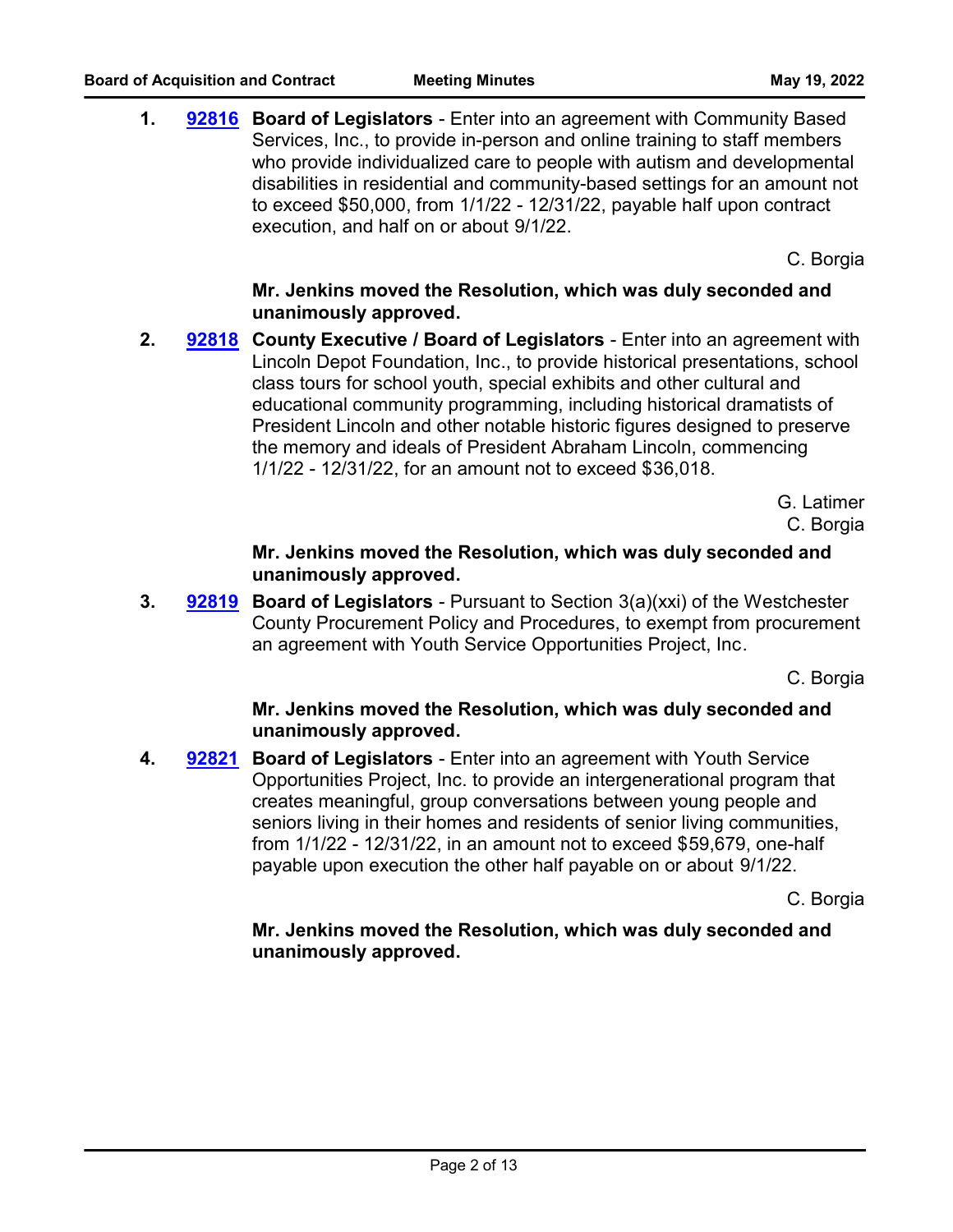1. **92816** **Board of Legislators** - Enter into an agreement with Community Based Services, Inc., to provide in-person and online training to staff members who provide individualized care to people with autism and developmental disabilities in residential and community-based settings for an amount not to exceed $50,000, from 1/1/22 - 12/31/22, payable half upon contract execution, and half on or about 9/1/22.

   C. Borgia

   **Mr. Jenkins moved the Resolution, which was duly seconded and unanimously approved.**

2. **92818** **County Executive / Board of Legislators** - Enter into an agreement with Lincoln Depot Foundation, Inc., to provide historical presentations, school class tours for school youth, special exhibits and other cultural and educational community programming, including historical dramatists of President Lincoln and other notable historic figures designed to preserve the memory and ideals of President Abraham Lincoln, commencing 1/1/22 - 12/31/22, for an amount not to exceed $36,018.

   G. Latimer
   C. Borgia

   **Mr. Jenkins moved the Resolution, which was duly seconded and unanimously approved.**

3. **92819** **Board of Legislators** - Pursuant to Section 3(a)(xxi) of the Westchester County Procurement Policy and Procedures, to exempt from procurement an agreement with Youth Service Opportunities Project, Inc.

   C. Borgia

   **Mr. Jenkins moved the Resolution, which was duly seconded and unanimously approved.**

4. **92821** **Board of Legislators** - Enter into an agreement with Youth Service Opportunities Project, Inc. to provide an intergenerational program that creates meaningful, group conversations between young people and seniors living in their homes and residents of senior living communities, from 1/1/22 - 12/31/22, in an amount not to exceed $59,679, one-half payable upon execution the other half payable on or about 9/1/22.

   C. Borgia

   **Mr. Jenkins moved the Resolution, which was duly seconded and unanimously approved.**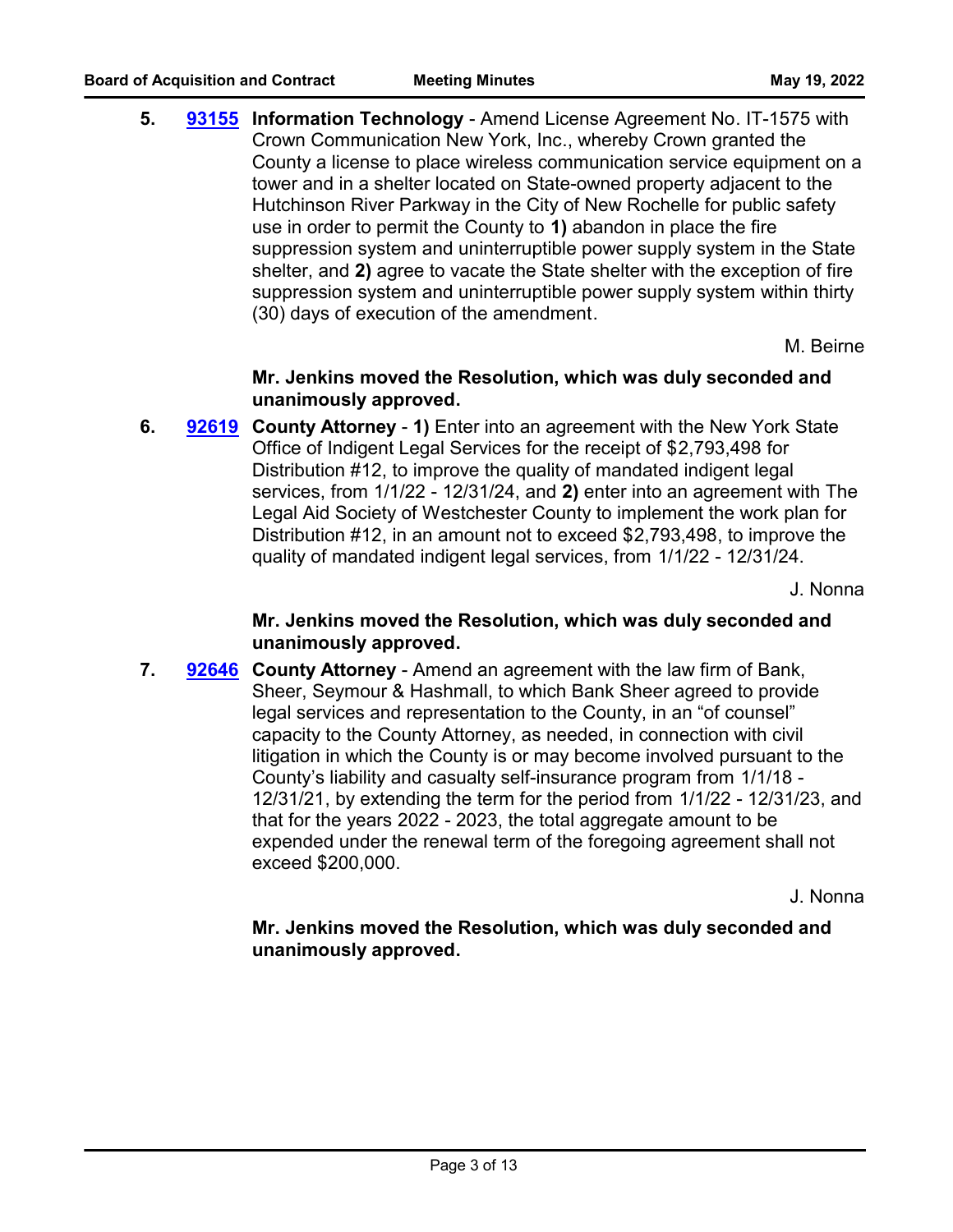5. **93155** **Information Technology** - Amend License Agreement No. IT-1575 with Crown Communication New York, Inc., whereby Crown granted the County a license to place wireless communication service equipment on a tower and in a shelter located on State-owned property adjacent to the Hutchinson River Parkway in the City of New Rochelle for public safety use in order to permit the County to **1)** abandon in place the fire suppression system and uninterruptible power supply system in the State shelter, and **2)** agree to vacate the State shelter with the exception of fire suppression system and uninterruptible power supply system within thirty (30) days of execution of the amendment.

M. Beirne

**Mr. Jenkins moved the Resolution, which was duly seconded and unanimously approved.**

6. **92619** **County Attorney** - **1)** Enter into an agreement with the New York State Office of Indigent Legal Services for the receipt of $2,793,498 for Distribution #12, to improve the quality of mandated indigent legal services, from 1/1/22 - 12/31/24, and **2)** enter into an agreement with The Legal Aid Society of Westchester County to implement the work plan for Distribution #12, in an amount not to exceed $2,793,498, to improve the quality of mandated indigent legal services, from 1/1/22 - 12/31/24.

J. Nonna

**Mr. Jenkins moved the Resolution, which was duly seconded and unanimously approved.**

7. **92646** **County Attorney** - Amend an agreement with the law firm of Bank, Sheer, Seymour & Hashmall, to which Bank Sheer agreed to provide legal services and representation to the County, in an "of counsel" capacity to the County Attorney, as needed, in connection with civil litigation in which the County is or may become involved pursuant to the County's liability and casualty self-insurance program from 1/1/18 - 12/31/21, by extending the term for the period from 1/1/22 - 12/31/23, and that for the years 2022 - 2023, the total aggregate amount to be expended under the renewal term of the foregoing agreement shall not exceed $200,000.

J. Nonna

**Mr. Jenkins moved the Resolution, which was duly seconded and unanimously approved.**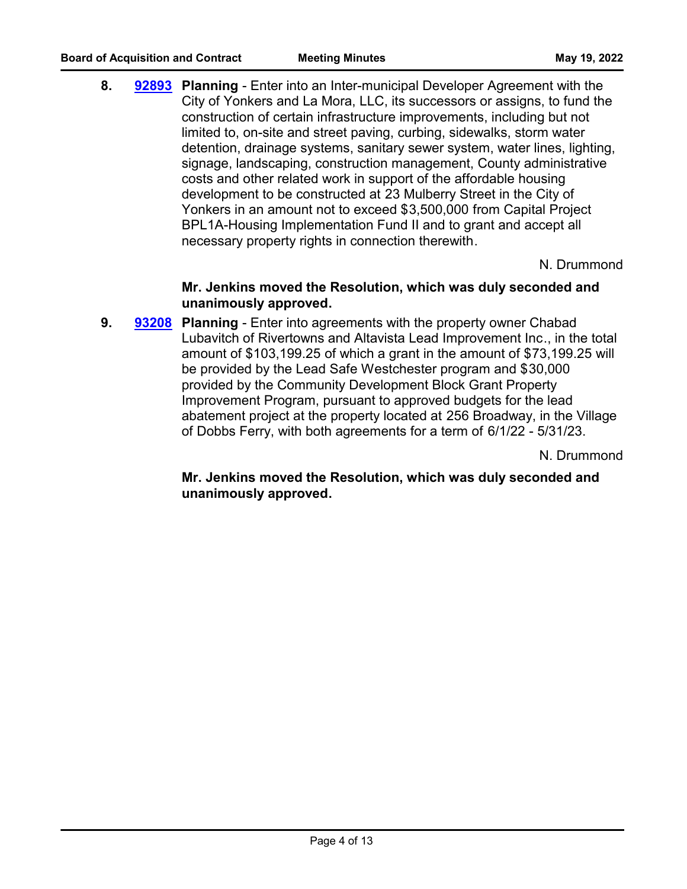8. **92893** **Planning** - Enter into an Inter-municipal Developer Agreement with the City of Yonkers and La Mora, LLC, its successors or assigns, to fund the construction of certain infrastructure improvements, including but not limited to, on-site and street paving, curbing, sidewalks, storm water detention, drainage systems, sanitary sewer system, water lines, lighting, signage, landscaping, construction management, County administrative costs and other related work in support of the affordable housing development to be constructed at 23 Mulberry Street in the City of Yonkers in an amount not to exceed $3,500,000 from Capital Project BPL1A-Housing Implementation Fund II and to grant and accept all necessary property rights in connection therewith.

N. Drummond

**Mr. Jenkins moved the Resolution, which was duly seconded and unanimously approved.**

9. **93208** **Planning** - Enter into agreements with the property owner Chabad Lubavitch of Rivertowns and Altavista Lead Improvement Inc., in the total amount of $103,199.25 of which a grant in the amount of $73,199.25 will be provided by the Lead Safe Westchester program and $30,000 provided by the Community Development Block Grant Property Improvement Program, pursuant to approved budgets for the lead abatement project at the property located at 256 Broadway, in the Village of Dobbs Ferry, with both agreements for a term of 6/1/22 - 5/31/23.

N. Drummond

**Mr. Jenkins moved the Resolution, which was duly seconded and unanimously approved.**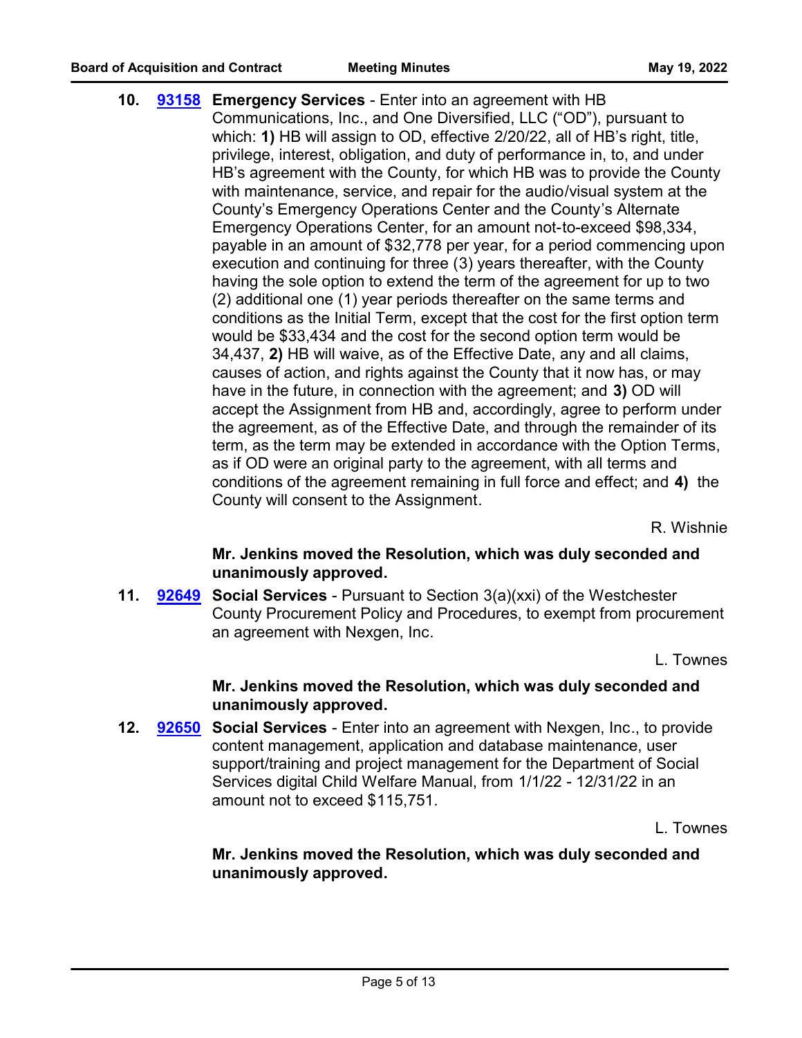**10.** **93158** **Emergency Services** - Enter into an agreement with HB Communications, Inc., and One Diversified, LLC ("OD"), pursuant to which: **1)** HB will assign to OD, effective 2/20/22, all of HB's right, title, privilege, interest, obligation, and duty of performance in, to, and under HB's agreement with the County, for which HB was to provide the County with maintenance, service, and repair for the audio/visual system at the County's Emergency Operations Center and the County's Alternate Emergency Operations Center, for an amount not-to-exceed $98,334, payable in an amount of $32,778 per year, for a period commencing upon execution and continuing for three (3) years thereafter, with the County having the sole option to extend the term of the agreement for up to two (2) additional one (1) year periods thereafter on the same terms and conditions as the Initial Term, except that the cost for the first option term would be $33,434 and the cost for the second option term would be 34,437, **2)** HB will waive, as of the Effective Date, any and all claims, causes of action, and rights against the County that it now has, or may have in the future, in connection with the agreement; and **3)** OD will accept the Assignment from HB and, accordingly, agree to perform under the agreement, as of the Effective Date, and through the remainder of its term, as the term may be extended in accordance with the Option Terms, as if OD were an original party to the agreement, with all terms and conditions of the agreement remaining in full force and effect; and **4)** the County will consent to the Assignment.

R. Wishnie

**Mr. Jenkins moved the Resolution, which was duly seconded and unanimously approved.**

**11.** **92649** **Social Services** - Pursuant to Section 3(a)(xxi) of the Westchester County Procurement Policy and Procedures, to exempt from procurement an agreement with Nexgen, Inc.

L. Townes

**Mr. Jenkins moved the Resolution, which was duly seconded and unanimously approved.**

**12.** **92650** **Social Services** - Enter into an agreement with Nexgen, Inc., to provide content management, application and database maintenance, user support/training and project management for the Department of Social Services digital Child Welfare Manual, from 1/1/22 - 12/31/22 in an amount not to exceed $115,751.

L. Townes

**Mr. Jenkins moved the Resolution, which was duly seconded and unanimously approved.**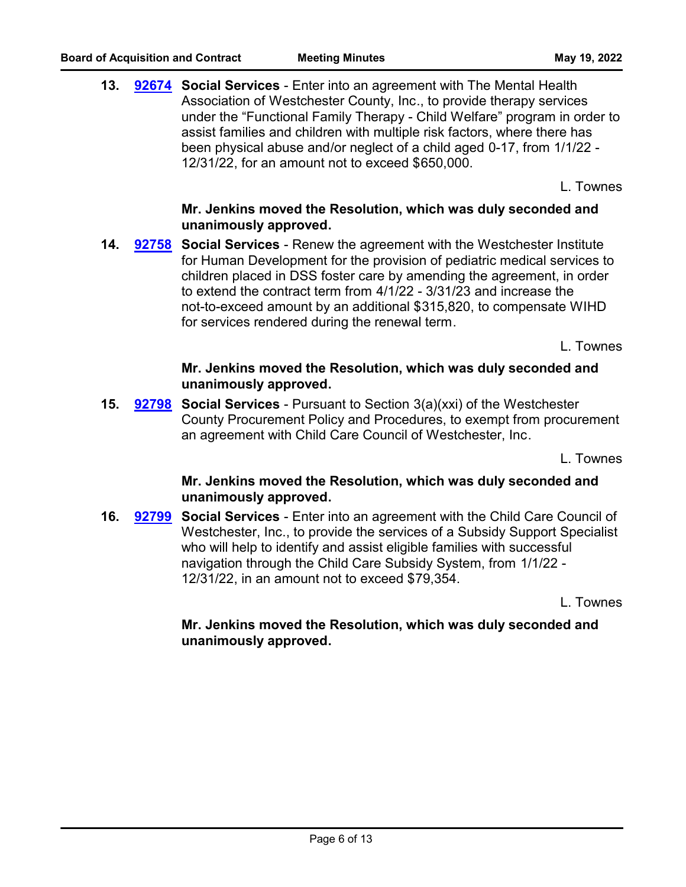**13.** **92674** **Social Services** - Enter into an agreement with The Mental Health Association of Westchester County, Inc., to provide therapy services under the "Functional Family Therapy - Child Welfare" program in order to assist families and children with multiple risk factors, where there has been physical abuse and/or neglect of a child aged 0-17, from 1/1/22 - 12/31/22, for an amount not to exceed $650,000.

L. Townes

**Mr. Jenkins moved the Resolution, which was duly seconded and unanimously approved.**

**14.** **92758** **Social Services** - Renew the agreement with the Westchester Institute for Human Development for the provision of pediatric medical services to children placed in DSS foster care by amending the agreement, in order to extend the contract term from 4/1/22 - 3/31/23 and increase the not-to-exceed amount by an additional $315,820, to compensate WIHD for services rendered during the renewal term.

L. Townes

**Mr. Jenkins moved the Resolution, which was duly seconded and unanimously approved.**

**15.** **92798** **Social Services** - Pursuant to Section 3(a)(xxi) of the Westchester County Procurement Policy and Procedures, to exempt from procurement an agreement with Child Care Council of Westchester, Inc.

L. Townes

**Mr. Jenkins moved the Resolution, which was duly seconded and unanimously approved.**

**16.** **92799** **Social Services** - Enter into an agreement with the Child Care Council of Westchester, Inc., to provide the services of a Subsidy Support Specialist who will help to identify and assist eligible families with successful navigation through the Child Care Subsidy System, from 1/1/22 - 12/31/22, in an amount not to exceed $79,354.

L. Townes

**Mr. Jenkins moved the Resolution, which was duly seconded and unanimously approved.**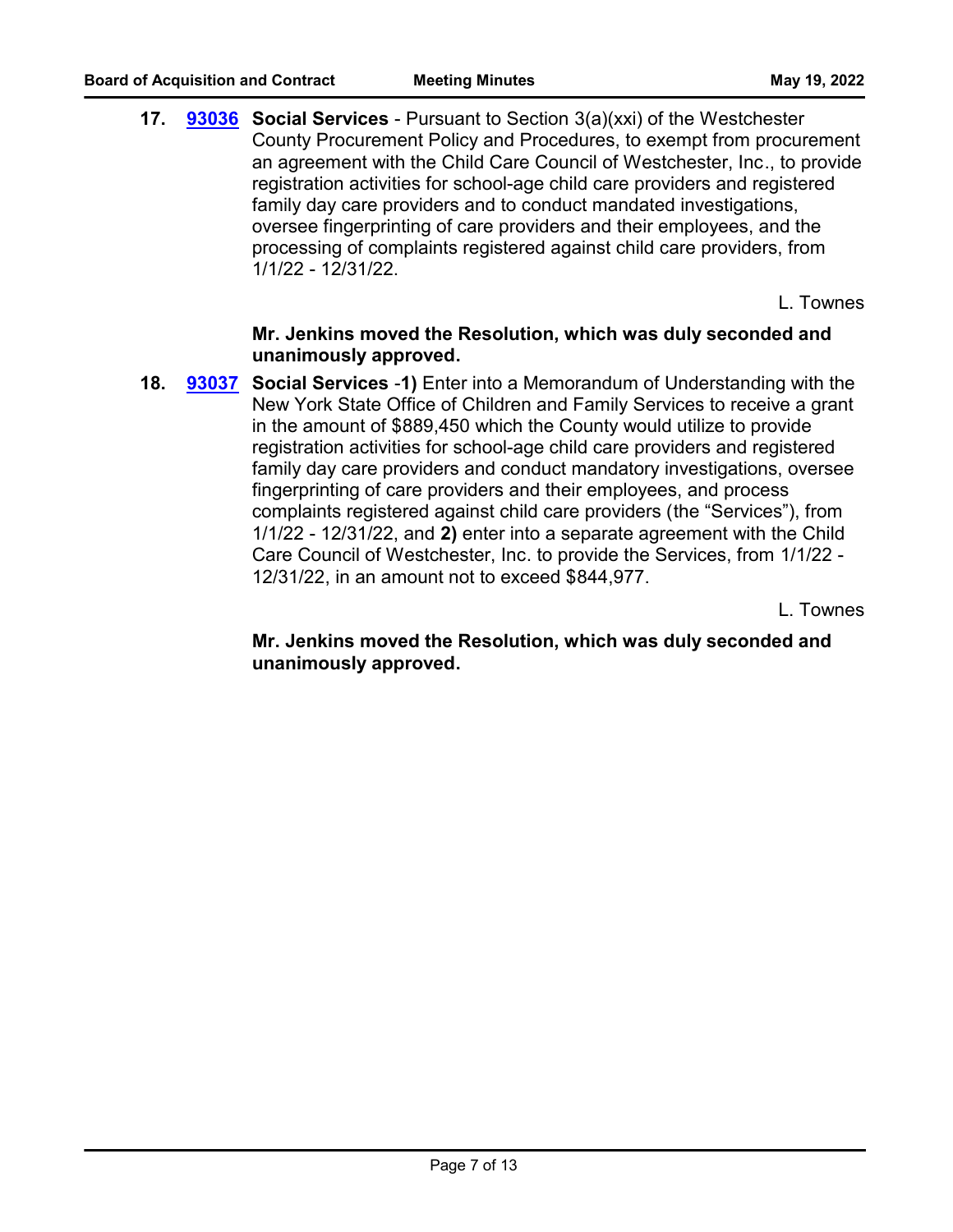**17.** **93036** **Social Services** - Pursuant to Section 3(a)(xxi) of the Westchester County Procurement Policy and Procedures, to exempt from procurement an agreement with the Child Care Council of Westchester, Inc., to provide registration activities for school-age child care providers and registered family day care providers and to conduct mandated investigations, oversee fingerprinting of care providers and their employees, and the processing of complaints registered against child care providers, from 1/1/22 - 12/31/22.

L. Townes

**Mr. Jenkins moved the Resolution, which was duly seconded and unanimously approved.**

**18.** **93037** **Social Services** -**1)** Enter into a Memorandum of Understanding with the New York State Office of Children and Family Services to receive a grant in the amount of $889,450 which the County would utilize to provide registration activities for school-age child care providers and registered family day care providers and conduct mandatory investigations, oversee fingerprinting of care providers and their employees, and process complaints registered against child care providers (the "Services"), from 1/1/22 - 12/31/22, and **2)** enter into a separate agreement with the Child Care Council of Westchester, Inc. to provide the Services, from 1/1/22 - 12/31/22, in an amount not to exceed $844,977.

L. Townes

**Mr. Jenkins moved the Resolution, which was duly seconded and unanimously approved.**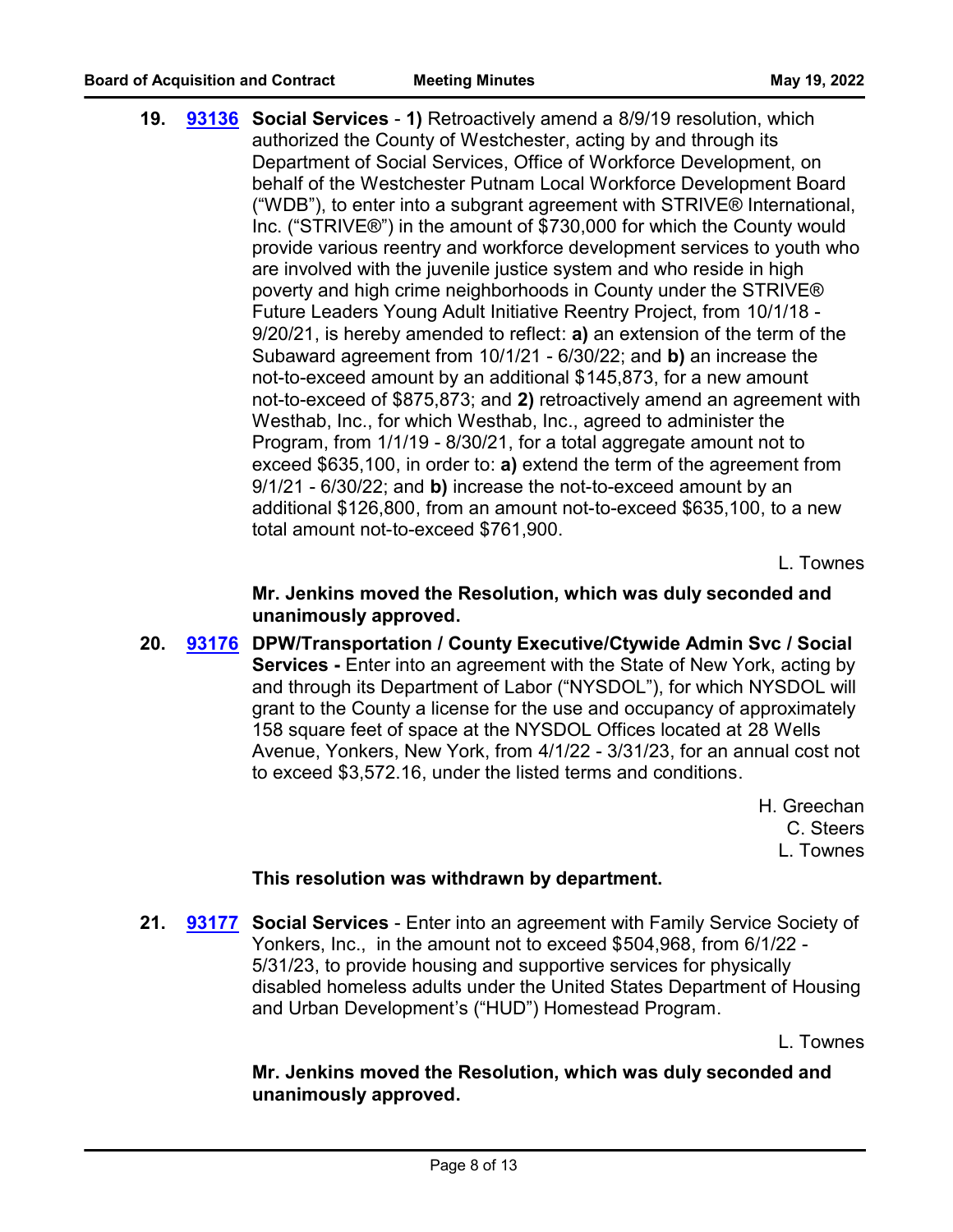**19.** **93136** **Social Services** - **1)** Retroactively amend a 8/9/19 resolution, which authorized the County of Westchester, acting by and through its Department of Social Services, Office of Workforce Development, on behalf of the Westchester Putnam Local Workforce Development Board ("WDB"), to enter into a subgrant agreement with STRIVE® International, Inc. ("STRIVE®") in the amount of $730,000 for which the County would provide various reentry and workforce development services to youth who are involved with the juvenile justice system and who reside in high poverty and high crime neighborhoods in County under the STRIVE® Future Leaders Young Adult Initiative Reentry Project, from 10/1/18 - 9/20/21, is hereby amended to reflect: **a)** an extension of the term of the Subaward agreement from 10/1/21 - 6/30/22; and **b)** an increase the not-to-exceed amount by an additional $145,873, for a new amount not-to-exceed of $875,873; and **2)** retroactively amend an agreement with Westhab, Inc., for which Westhab, Inc., agreed to administer the Program, from 1/1/19 - 8/30/21, for a total aggregate amount not to exceed $635,100, in order to: **a)** extend the term of the agreement from 9/1/21 - 6/30/22; and **b)** increase the not-to-exceed amount by an additional $126,800, from an amount not-to-exceed $635,100, to a new total amount not-to-exceed $761,900.

L. Townes

**Mr. Jenkins moved the Resolution, which was duly seconded and unanimously approved.**

**20.** **93176** **DPW/Transportation / County Executive/Ctywide Admin Svc / Social Services -** Enter into an agreement with the State of New York, acting by and through its Department of Labor ("NYSDOL"), for which NYSDOL will grant to the County a license for the use and occupancy of approximately 158 square feet of space at the NYSDOL Offices located at 28 Wells Avenue, Yonkers, New York, from 4/1/22 - 3/31/23, for an annual cost not to exceed $3,572.16, under the listed terms and conditions.

H. Greechan
C. Steers
L. Townes

**This resolution was withdrawn by department.**

**21.** **93177** **Social Services** - Enter into an agreement with Family Service Society of Yonkers, Inc., in the amount not to exceed $504,968, from 6/1/22 - 5/31/23, to provide housing and supportive services for physically disabled homeless adults under the United States Department of Housing and Urban Development's ("HUD") Homestead Program.

L. Townes

**Mr. Jenkins moved the Resolution, which was duly seconded and unanimously approved.**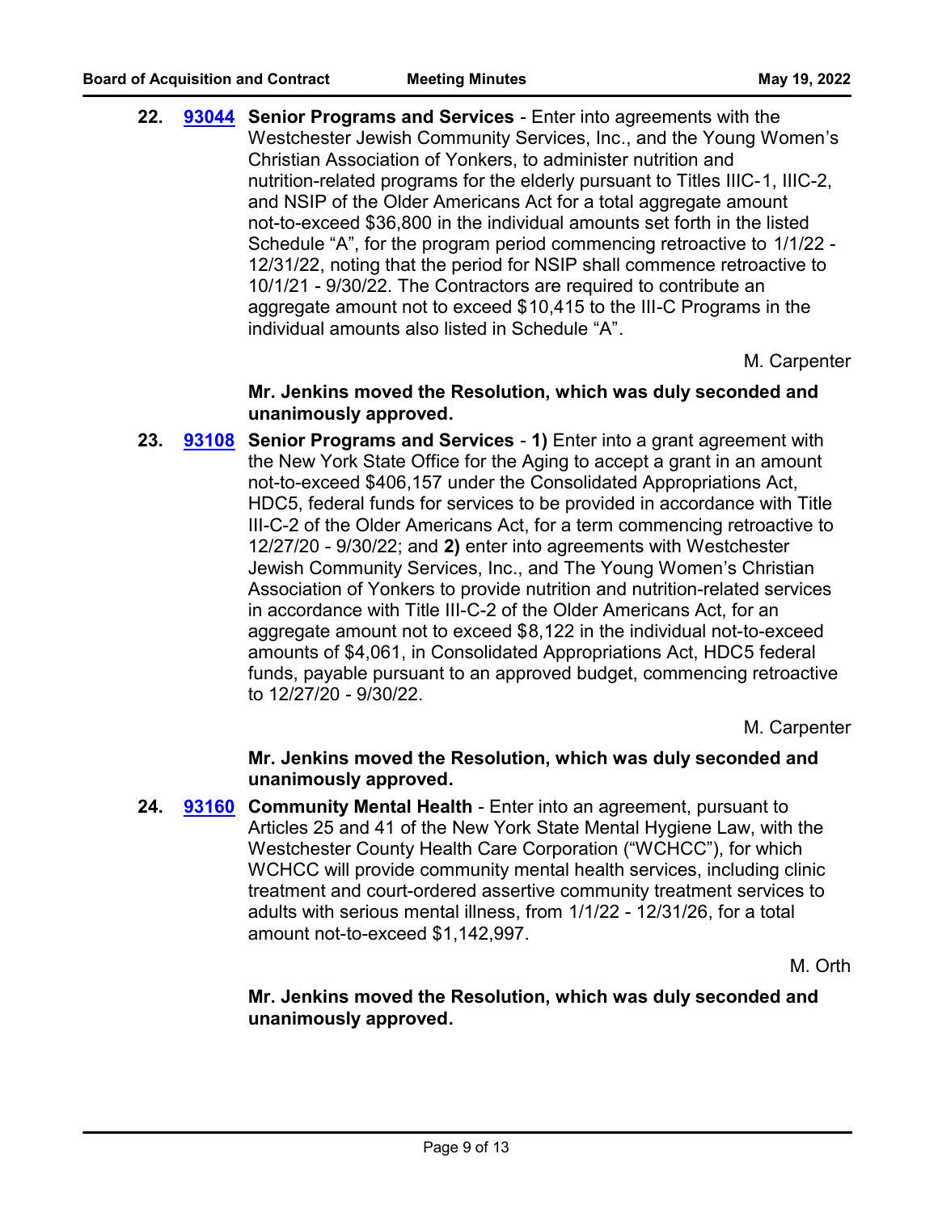22. **93044** **Senior Programs and Services** - Enter into agreements with the Westchester Jewish Community Services, Inc., and the Young Women's Christian Association of Yonkers, to administer nutrition and nutrition-related programs for the elderly pursuant to Titles IIIC-1, IIIC-2, and NSIP of the Older Americans Act for a total aggregate amount not-to-exceed $36,800 in the individual amounts set forth in the listed Schedule "A", for the program period commencing retroactive to 1/1/22 - 12/31/22, noting that the period for NSIP shall commence retroactive to 10/1/21 - 9/30/22. The Contractors are required to contribute an aggregate amount not to exceed $10,415 to the III-C Programs in the individual amounts also listed in Schedule "A".

M. Carpenter

**Mr. Jenkins moved the Resolution, which was duly seconded and unanimously approved.**

23. **93108** **Senior Programs and Services** - **1)** Enter into a grant agreement with the New York State Office for the Aging to accept a grant in an amount not-to-exceed $406,157 under the Consolidated Appropriations Act, HDC5, federal funds for services to be provided in accordance with Title III-C-2 of the Older Americans Act, for a term commencing retroactive to 12/27/20 - 9/30/22; and **2)** enter into agreements with Westchester Jewish Community Services, Inc., and The Young Women's Christian Association of Yonkers to provide nutrition and nutrition-related services in accordance with Title III-C-2 of the Older Americans Act, for an aggregate amount not to exceed $8,122 in the individual not-to-exceed amounts of $4,061, in Consolidated Appropriations Act, HDC5 federal funds, payable pursuant to an approved budget, commencing retroactive to 12/27/20 - 9/30/22.

M. Carpenter

**Mr. Jenkins moved the Resolution, which was duly seconded and unanimously approved.**

24. **93160** **Community Mental Health** - Enter into an agreement, pursuant to Articles 25 and 41 of the New York State Mental Hygiene Law, with the Westchester County Health Care Corporation ("WCHCC"), for which WCHCC will provide community mental health services, including clinic treatment and court-ordered assertive community treatment services to adults with serious mental illness, from 1/1/22 - 12/31/26, for a total amount not-to-exceed $1,142,997.

M. Orth

**Mr. Jenkins moved the Resolution, which was duly seconded and unanimously approved.**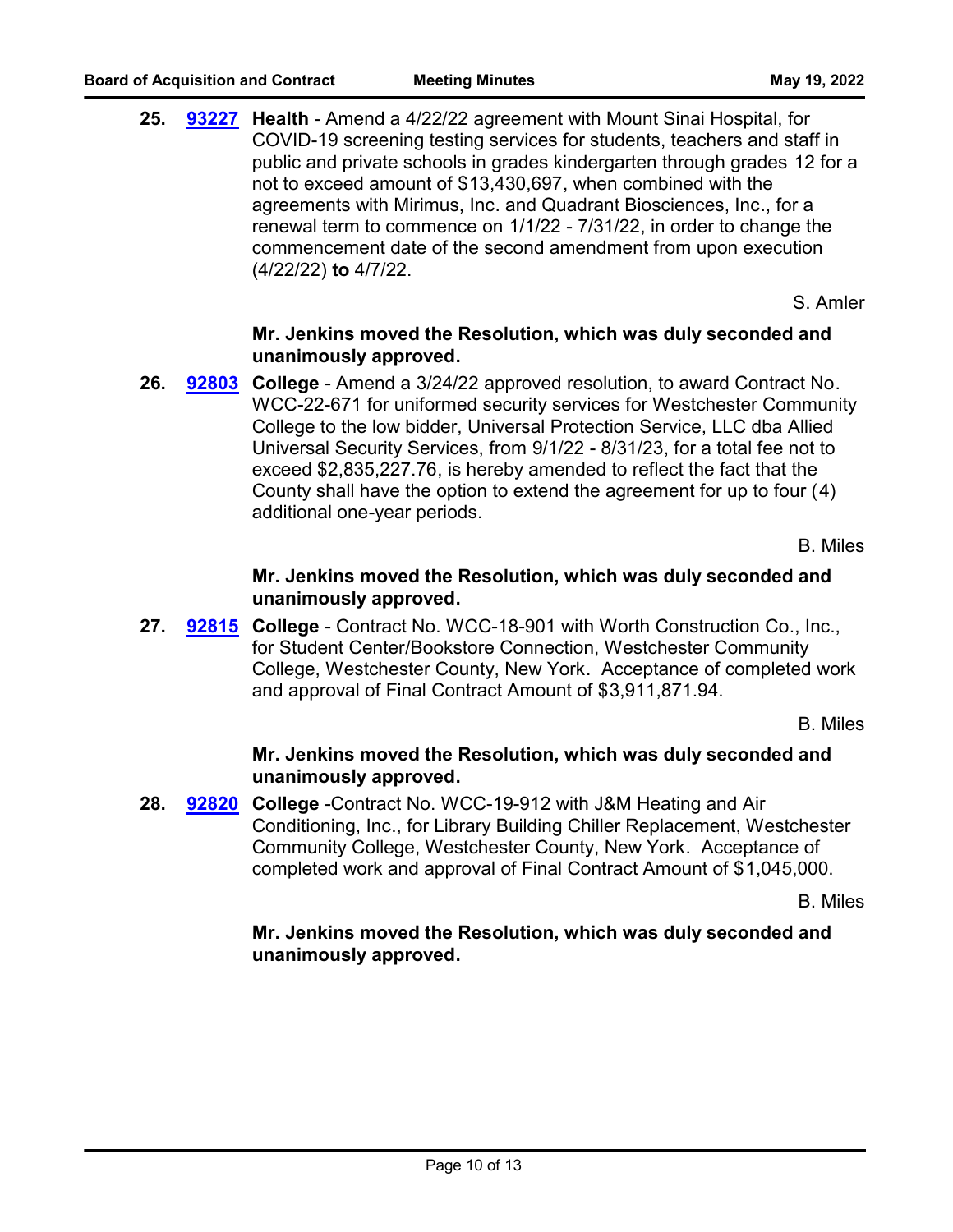**25.** **93227** **Health** - Amend a 4/22/22 agreement with Mount Sinai Hospital, for COVID-19 screening testing services for students, teachers and staff in public and private schools in grades kindergarten through grades 12 for a not to exceed amount of $13,430,697, when combined with the agreements with Mirimus, Inc. and Quadrant Biosciences, Inc., for a renewal term to commence on 1/1/22 - 7/31/22, in order to change the commencement date of the second amendment from upon execution (4/22/22) **to** 4/7/22.

S. Amler

**Mr. Jenkins moved the Resolution, which was duly seconded and unanimously approved.**

**26.** **92803** **College** - Amend a 3/24/22 approved resolution, to award Contract No. WCC-22-671 for uniformed security services for Westchester Community College to the low bidder, Universal Protection Service, LLC dba Allied Universal Security Services, from 9/1/22 - 8/31/23, for a total fee not to exceed $2,835,227.76, is hereby amended to reflect the fact that the County shall have the option to extend the agreement for up to four (4) additional one-year periods.

B. Miles

**Mr. Jenkins moved the Resolution, which was duly seconded and unanimously approved.**

**27.** **92815** **College** - Contract No. WCC-18-901 with Worth Construction Co., Inc., for Student Center/Bookstore Connection, Westchester Community College, Westchester County, New York. Acceptance of completed work and approval of Final Contract Amount of $3,911,871.94.

B. Miles

**Mr. Jenkins moved the Resolution, which was duly seconded and unanimously approved.**

**28.** **92820** **College** -Contract No. WCC-19-912 with J&M Heating and Air Conditioning, Inc., for Library Building Chiller Replacement, Westchester Community College, Westchester County, New York. Acceptance of completed work and approval of Final Contract Amount of $1,045,000.

B. Miles

**Mr. Jenkins moved the Resolution, which was duly seconded and unanimously approved.**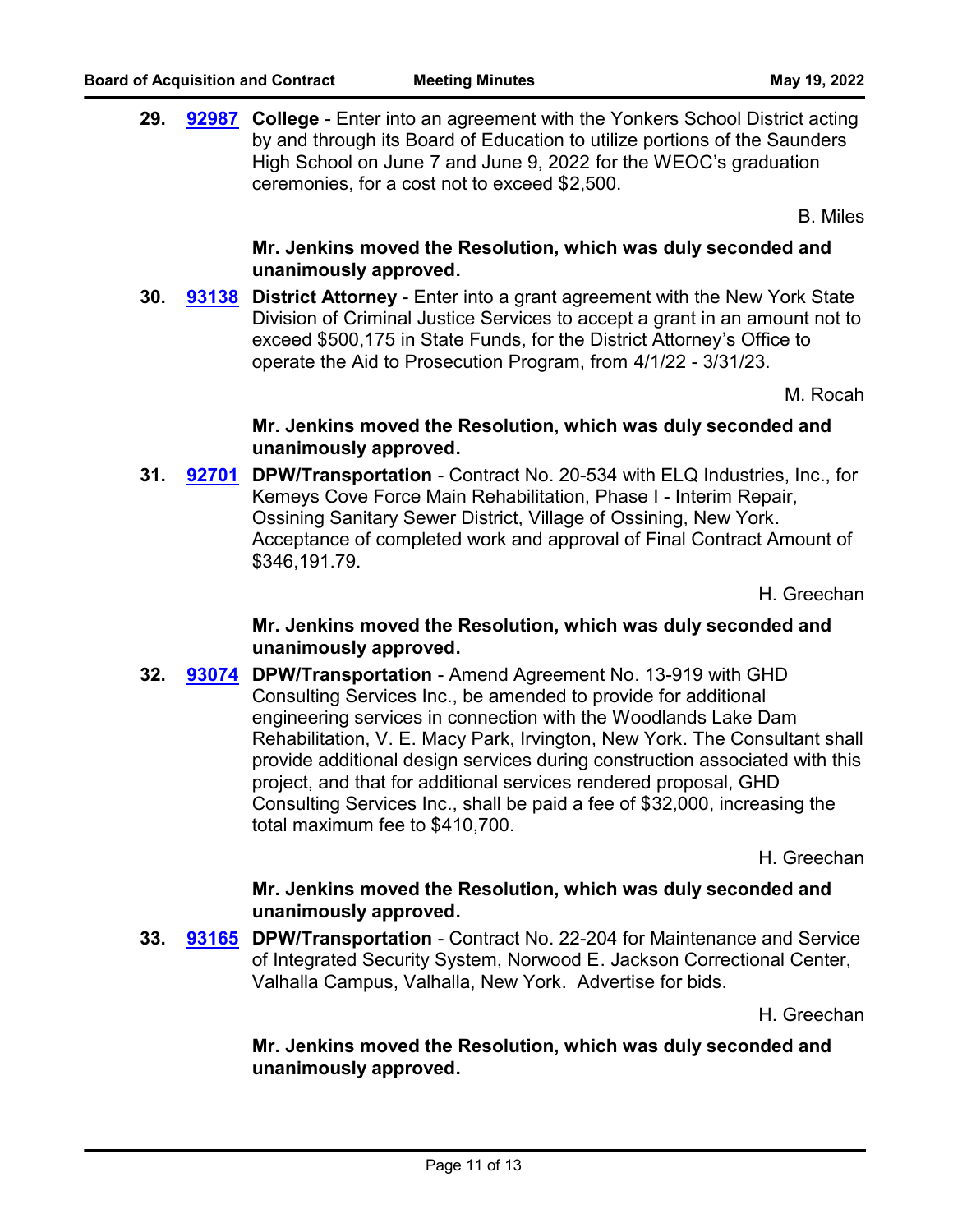29. **92987** **College** - Enter into an agreement with the Yonkers School District acting by and through its Board of Education to utilize portions of the Saunders High School on June 7 and June 9, 2022 for the WEOC's graduation ceremonies, for a cost not to exceed $2,500.

B. Miles

**Mr. Jenkins moved the Resolution, which was duly seconded and unanimously approved.**

30. **93138** **District Attorney** - Enter into a grant agreement with the New York State Division of Criminal Justice Services to accept a grant in an amount not to exceed $500,175 in State Funds, for the District Attorney's Office to operate the Aid to Prosecution Program, from 4/1/22 - 3/31/23.

M. Rocah

**Mr. Jenkins moved the Resolution, which was duly seconded and unanimously approved.**

31. **92701** **DPW/Transportation** - Contract No. 20-534 with ELQ Industries, Inc., for Kemeys Cove Force Main Rehabilitation, Phase I - Interim Repair, Ossining Sanitary Sewer District, Village of Ossining, New York. Acceptance of completed work and approval of Final Contract Amount of $346,191.79.

H. Greechan

**Mr. Jenkins moved the Resolution, which was duly seconded and unanimously approved.**

32. **93074** **DPW/Transportation** - Amend Agreement No. 13-919 with GHD Consulting Services Inc., be amended to provide for additional engineering services in connection with the Woodlands Lake Dam Rehabilitation, V. E. Macy Park, Irvington, New York. The Consultant shall provide additional design services during construction associated with this project, and that for additional services rendered proposal, GHD Consulting Services Inc., shall be paid a fee of $32,000, increasing the total maximum fee to $410,700.

H. Greechan

**Mr. Jenkins moved the Resolution, which was duly seconded and unanimously approved.**

33. **93165** **DPW/Transportation** - Contract No. 22-204 for Maintenance and Service of Integrated Security System, Norwood E. Jackson Correctional Center, Valhalla Campus, Valhalla, New York. Advertise for bids.

H. Greechan

**Mr. Jenkins moved the Resolution, which was duly seconded and unanimously approved.**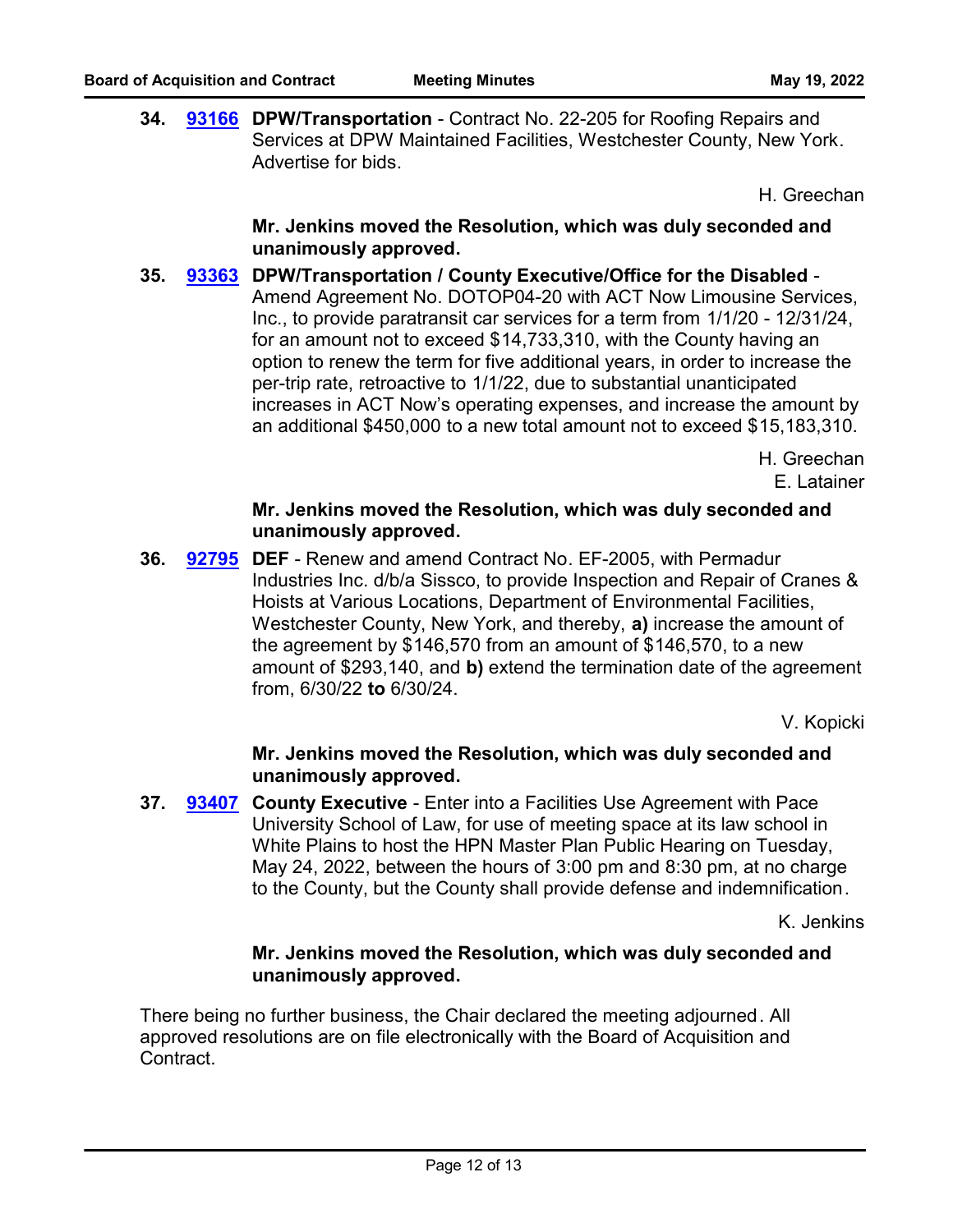**34.** **93166** **DPW/Transportation** - Contract No. 22-205 for Roofing Repairs and Services at DPW Maintained Facilities, Westchester County, New York. Advertise for bids.

H. Greechan

**Mr. Jenkins moved the Resolution, which was duly seconded and unanimously approved.**

**35.** **93363** **DPW/Transportation / County Executive/Office for the Disabled** - Amend Agreement No. DOTOP04-20 with ACT Now Limousine Services, Inc., to provide paratransit car services for a term from 1/1/20 - 12/31/24, for an amount not to exceed $14,733,310, with the County having an option to renew the term for five additional years, in order to increase the per-trip rate, retroactive to 1/1/22, due to substantial unanticipated increases in ACT Now's operating expenses, and increase the amount by an additional $450,000 to a new total amount not to exceed $15,183,310.

H. Greechan
E. Latainer

**Mr. Jenkins moved the Resolution, which was duly seconded and unanimously approved.**

**36.** **92795** **DEF** - Renew and amend Contract No. EF-2005, with Permadur Industries Inc. d/b/a Sissco, to provide Inspection and Repair of Cranes & Hoists at Various Locations, Department of Environmental Facilities, Westchester County, New York, and thereby, **a)** increase the amount of the agreement by $146,570 from an amount of $146,570, to a new amount of $293,140, and **b)** extend the termination date of the agreement from, 6/30/22 **to** 6/30/24.

V. Kopicki

**Mr. Jenkins moved the Resolution, which was duly seconded and unanimously approved.**

**37.** **93407** **County Executive** - Enter into a Facilities Use Agreement with Pace University School of Law, for use of meeting space at its law school in White Plains to host the HPN Master Plan Public Hearing on Tuesday, May 24, 2022, between the hours of 3:00 pm and 8:30 pm, at no charge to the County, but the County shall provide defense and indemnification.

K. Jenkins

**Mr. Jenkins moved the Resolution, which was duly seconded and unanimously approved.**

There being no further business, the Chair declared the meeting adjourned. All approved resolutions are on file electronically with the Board of Acquisition and Contract.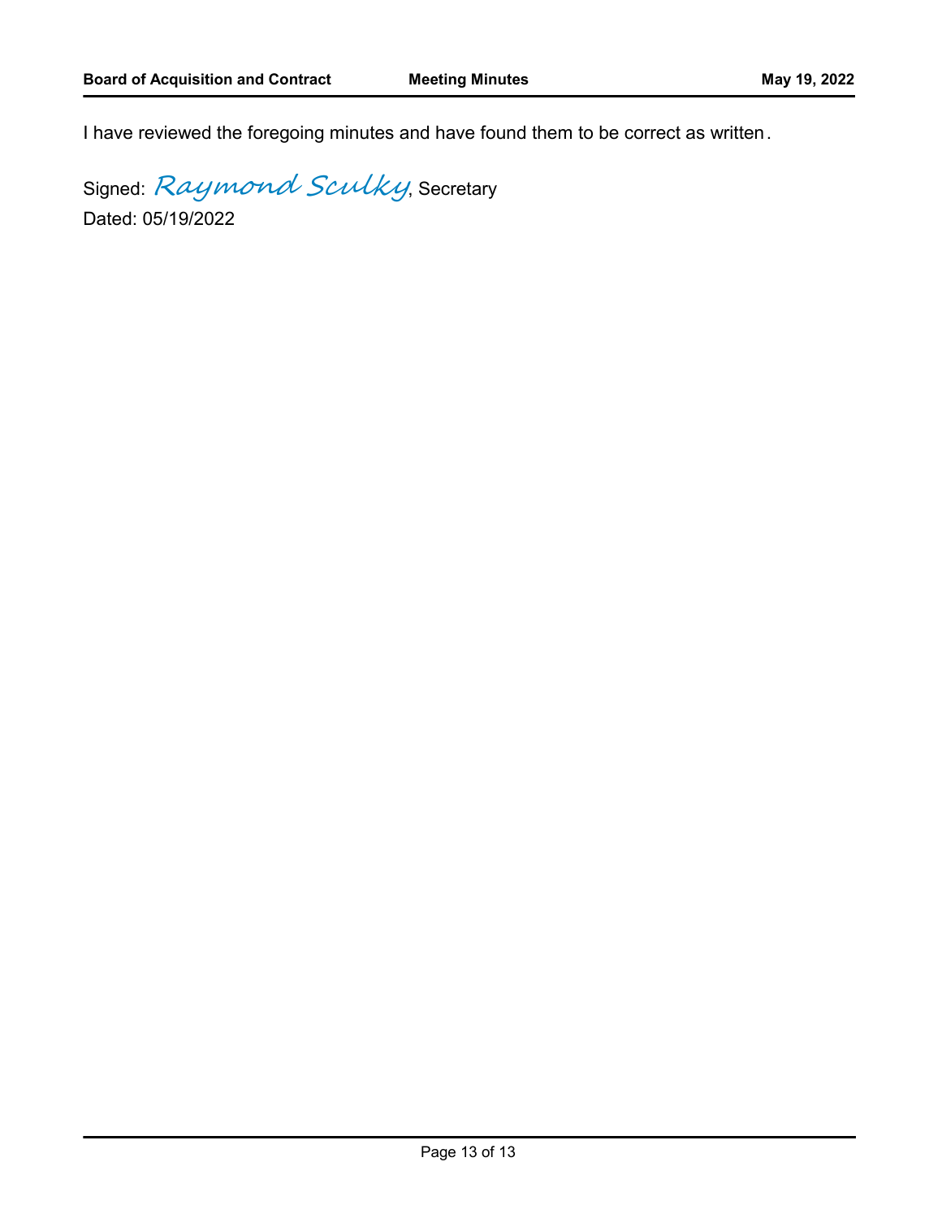I have reviewed the foregoing minutes and have found them to be correct as written.

Signed: *Raymond Sculky*, Secretary

Dated: 05/19/2022